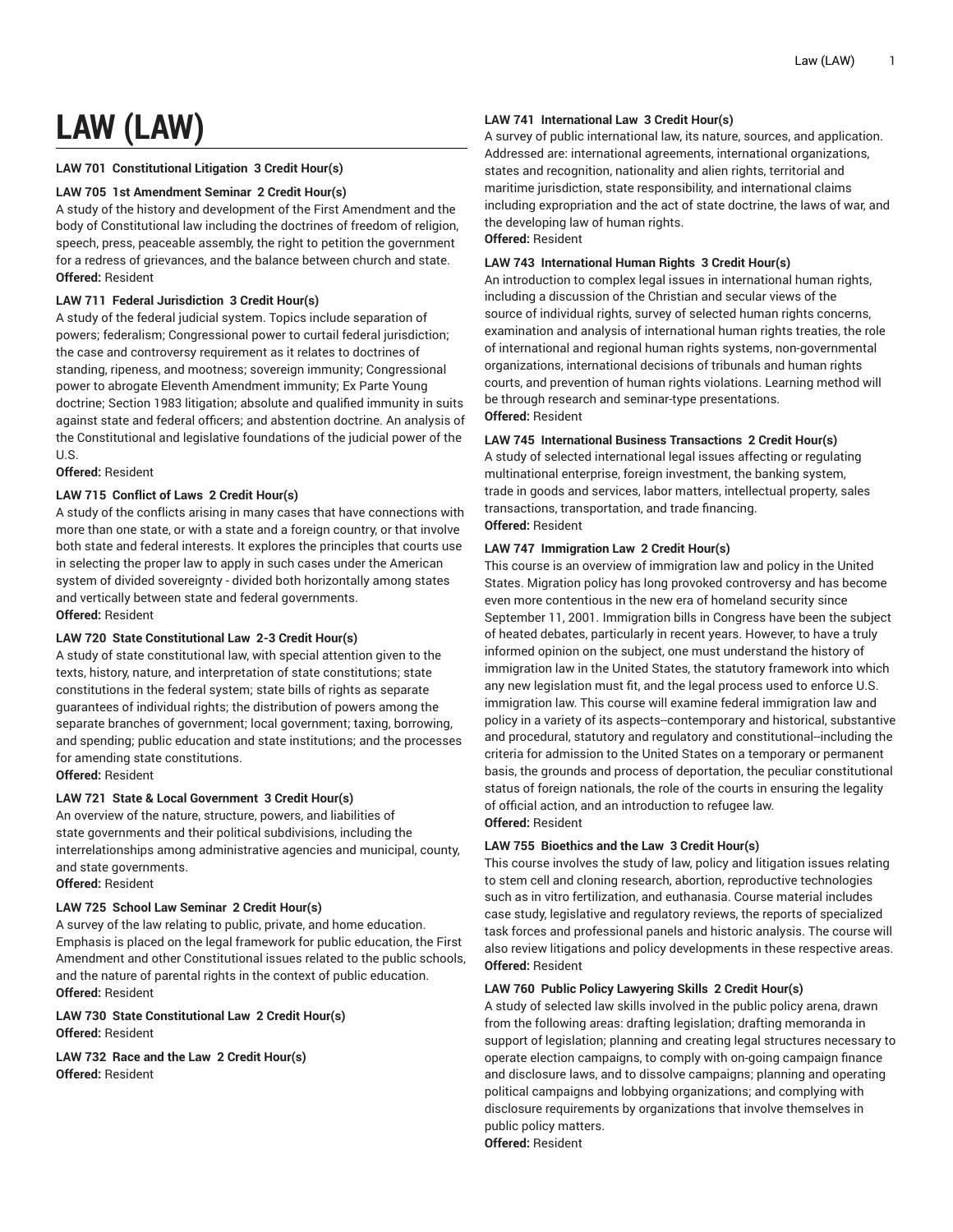# LAW (LAW)

**LAW 701 Constitutional Litigation 3 Credit Hour(s)**

**LAW 705 1st Amendment Seminar 2 Credit Hour(s)**
A study of the history and development of the First Amendment and the body of Constitutional law including the doctrines of freedom of religion, speech, press, peaceable assembly, the right to petition the government for a redress of grievances, and the balance between church and state.
**Offered:** Resident

**LAW 711 Federal Jurisdiction 3 Credit Hour(s)**
A study of the federal judicial system. Topics include separation of powers; federalism; Congressional power to curtail federal jurisdiction; the case and controversy requirement as it relates to doctrines of standing, ripeness, and mootness; sovereign immunity; Congressional power to abrogate Eleventh Amendment immunity; Ex Parte Young doctrine; Section 1983 litigation; absolute and qualified immunity in suits against state and federal officers; and abstention doctrine. An analysis of the Constitutional and legislative foundations of the judicial power of the U.S.
**Offered:** Resident

**LAW 715 Conflict of Laws 2 Credit Hour(s)**
A study of the conflicts arising in many cases that have connections with more than one state, or with a state and a foreign country, or that involve both state and federal interests. It explores the principles that courts use in selecting the proper law to apply in such cases under the American system of divided sovereignty - divided both horizontally among states and vertically between state and federal governments.
**Offered:** Resident

**LAW 720 State Constitutional Law 2-3 Credit Hour(s)**
A study of state constitutional law, with special attention given to the texts, history, nature, and interpretation of state constitutions; state constitutions in the federal system; state bills of rights as separate guarantees of individual rights; the distribution of powers among the separate branches of government; local government; taxing, borrowing, and spending; public education and state institutions; and the processes for amending state constitutions.
**Offered:** Resident

**LAW 721 State & Local Government 3 Credit Hour(s)**
An overview of the nature, structure, powers, and liabilities of state governments and their political subdivisions, including the interrelationships among administrative agencies and municipal, county, and state governments.
**Offered:** Resident

**LAW 725 School Law Seminar 2 Credit Hour(s)**
A survey of the law relating to public, private, and home education. Emphasis is placed on the legal framework for public education, the First Amendment and other Constitutional issues related to the public schools, and the nature of parental rights in the context of public education.
**Offered:** Resident

**LAW 730 State Constitutional Law 2 Credit Hour(s)**
**Offered:** Resident

**LAW 732 Race and the Law 2 Credit Hour(s)**
**Offered:** Resident

**LAW 741 International Law 3 Credit Hour(s)**
A survey of public international law, its nature, sources, and application. Addressed are: international agreements, international organizations, states and recognition, nationality and alien rights, territorial and maritime jurisdiction, state responsibility, and international claims including expropriation and the act of state doctrine, the laws of war, and the developing law of human rights.
**Offered:** Resident

**LAW 743 International Human Rights 3 Credit Hour(s)**
An introduction to complex legal issues in international human rights, including a discussion of the Christian and secular views of the source of individual rights, survey of selected human rights concerns, examination and analysis of international human rights treaties, the role of international and regional human rights systems, non-governmental organizations, international decisions of tribunals and human rights courts, and prevention of human rights violations. Learning method will be through research and seminar-type presentations.
**Offered:** Resident

**LAW 745 International Business Transactions 2 Credit Hour(s)**
A study of selected international legal issues affecting or regulating multinational enterprise, foreign investment, the banking system, trade in goods and services, labor matters, intellectual property, sales transactions, transportation, and trade financing.
**Offered:** Resident

**LAW 747 Immigration Law 2 Credit Hour(s)**
This course is an overview of immigration law and policy in the United States. Migration policy has long provoked controversy and has become even more contentious in the new era of homeland security since September 11, 2001. Immigration bills in Congress have been the subject of heated debates, particularly in recent years. However, to have a truly informed opinion on the subject, one must understand the history of immigration law in the United States, the statutory framework into which any new legislation must fit, and the legal process used to enforce U.S. immigration law. This course will examine federal immigration law and policy in a variety of its aspects--contemporary and historical, substantive and procedural, statutory and regulatory and constitutional--including the criteria for admission to the United States on a temporary or permanent basis, the grounds and process of deportation, the peculiar constitutional status of foreign nationals, the role of the courts in ensuring the legality of official action, and an introduction to refugee law.
**Offered:** Resident

**LAW 755 Bioethics and the Law 3 Credit Hour(s)**
This course involves the study of law, policy and litigation issues relating to stem cell and cloning research, abortion, reproductive technologies such as in vitro fertilization, and euthanasia. Course material includes case study, legislative and regulatory reviews, the reports of specialized task forces and professional panels and historic analysis. The course will also review litigations and policy developments in these respective areas.
**Offered:** Resident

**LAW 760 Public Policy Lawyering Skills 2 Credit Hour(s)**
A study of selected law skills involved in the public policy arena, drawn from the following areas: drafting legislation; drafting memoranda in support of legislation; planning and creating legal structures necessary to operate election campaigns, to comply with on-going campaign finance and disclosure laws, and to dissolve campaigns; planning and operating political campaigns and lobbying organizations; and complying with disclosure requirements by organizations that involve themselves in public policy matters.
**Offered:** Resident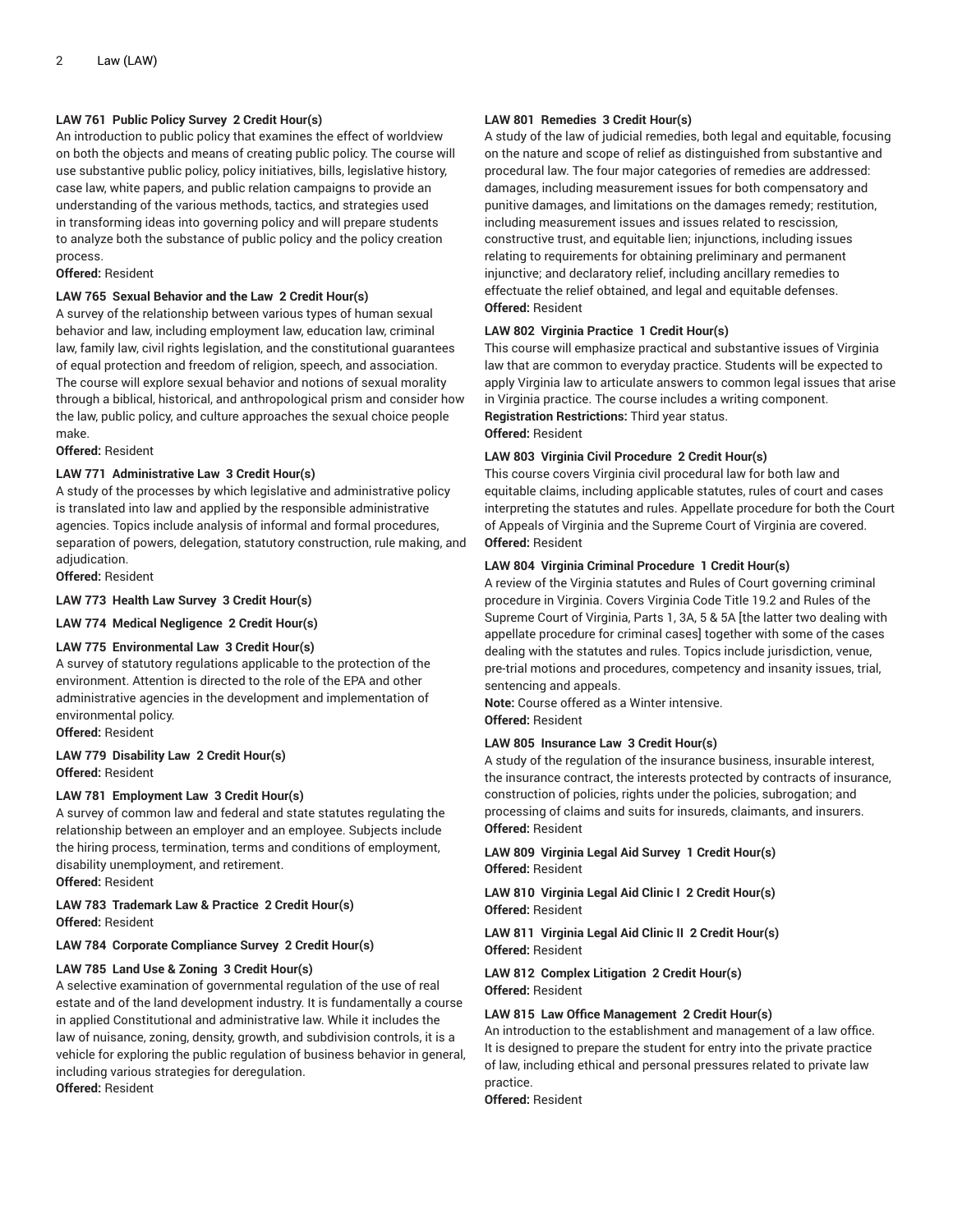**LAW 761 Public Policy Survey 2 Credit Hour(s)**
An introduction to public policy that examines the effect of worldview on both the objects and means of creating public policy. The course will use substantive public policy, policy initiatives, bills, legislative history, case law, white papers, and public relation campaigns to provide an understanding of the various methods, tactics, and strategies used in transforming ideas into governing policy and will prepare students to analyze both the substance of public policy and the policy creation process.
**Offered:** Resident

**LAW 765 Sexual Behavior and the Law 2 Credit Hour(s)**
A survey of the relationship between various types of human sexual behavior and law, including employment law, education law, criminal law, family law, civil rights legislation, and the constitutional guarantees of equal protection and freedom of religion, speech, and association. The course will explore sexual behavior and notions of sexual morality through a biblical, historical, and anthropological prism and consider how the law, public policy, and culture approaches the sexual choice people make.
**Offered:** Resident

**LAW 771 Administrative Law 3 Credit Hour(s)**
A study of the processes by which legislative and administrative policy is translated into law and applied by the responsible administrative agencies. Topics include analysis of informal and formal procedures, separation of powers, delegation, statutory construction, rule making, and adjudication.
**Offered:** Resident

**LAW 773 Health Law Survey 3 Credit Hour(s)**

**LAW 774 Medical Negligence 2 Credit Hour(s)**

**LAW 775 Environmental Law 3 Credit Hour(s)**
A survey of statutory regulations applicable to the protection of the environment. Attention is directed to the role of the EPA and other administrative agencies in the development and implementation of environmental policy.
**Offered:** Resident

**LAW 779 Disability Law 2 Credit Hour(s)**
**Offered:** Resident

**LAW 781 Employment Law 3 Credit Hour(s)**
A survey of common law and federal and state statutes regulating the relationship between an employer and an employee. Subjects include the hiring process, termination, terms and conditions of employment, disability unemployment, and retirement.
**Offered:** Resident

**LAW 783 Trademark Law & Practice 2 Credit Hour(s)**
**Offered:** Resident

**LAW 784 Corporate Compliance Survey 2 Credit Hour(s)**

**LAW 785 Land Use & Zoning 3 Credit Hour(s)**
A selective examination of governmental regulation of the use of real estate and of the land development industry. It is fundamentally a course in applied Constitutional and administrative law. While it includes the law of nuisance, zoning, density, growth, and subdivision controls, it is a vehicle for exploring the public regulation of business behavior in general, including various strategies for deregulation.
**Offered:** Resident

**LAW 801 Remedies 3 Credit Hour(s)**
A study of the law of judicial remedies, both legal and equitable, focusing on the nature and scope of relief as distinguished from substantive and procedural law. The four major categories of remedies are addressed: damages, including measurement issues for both compensatory and punitive damages, and limitations on the damages remedy; restitution, including measurement issues and issues related to rescission, constructive trust, and equitable lien; injunctions, including issues relating to requirements for obtaining preliminary and permanent injunctive; and declaratory relief, including ancillary remedies to effectuate the relief obtained, and legal and equitable defenses.
**Offered:** Resident

**LAW 802 Virginia Practice 1 Credit Hour(s)**
This course will emphasize practical and substantive issues of Virginia law that are common to everyday practice. Students will be expected to apply Virginia law to articulate answers to common legal issues that arise in Virginia practice. The course includes a writing component.
**Registration Restrictions:** Third year status.
**Offered:** Resident

**LAW 803 Virginia Civil Procedure 2 Credit Hour(s)**
This course covers Virginia civil procedural law for both law and equitable claims, including applicable statutes, rules of court and cases interpreting the statutes and rules. Appellate procedure for both the Court of Appeals of Virginia and the Supreme Court of Virginia are covered.
**Offered:** Resident

**LAW 804 Virginia Criminal Procedure 1 Credit Hour(s)**
A review of the Virginia statutes and Rules of Court governing criminal procedure in Virginia. Covers Virginia Code Title 19.2 and Rules of the Supreme Court of Virginia, Parts 1, 3A, 5 & 5A [the latter two dealing with appellate procedure for criminal cases] together with some of the cases dealing with the statutes and rules. Topics include jurisdiction, venue, pre-trial motions and procedures, competency and insanity issues, trial, sentencing and appeals.
**Note:** Course offered as a Winter intensive.
**Offered:** Resident

**LAW 805 Insurance Law 3 Credit Hour(s)**
A study of the regulation of the insurance business, insurable interest, the insurance contract, the interests protected by contracts of insurance, construction of policies, rights under the policies, subrogation; and processing of claims and suits for insureds, claimants, and insurers.
**Offered:** Resident

**LAW 809 Virginia Legal Aid Survey 1 Credit Hour(s)**
**Offered:** Resident

**LAW 810 Virginia Legal Aid Clinic I 2 Credit Hour(s)**
**Offered:** Resident

**LAW 811 Virginia Legal Aid Clinic II 2 Credit Hour(s)**
**Offered:** Resident

**LAW 812 Complex Litigation 2 Credit Hour(s)**
**Offered:** Resident

**LAW 815 Law Office Management 2 Credit Hour(s)**
An introduction to the establishment and management of a law office. It is designed to prepare the student for entry into the private practice of law, including ethical and personal pressures related to private law practice.
**Offered:** Resident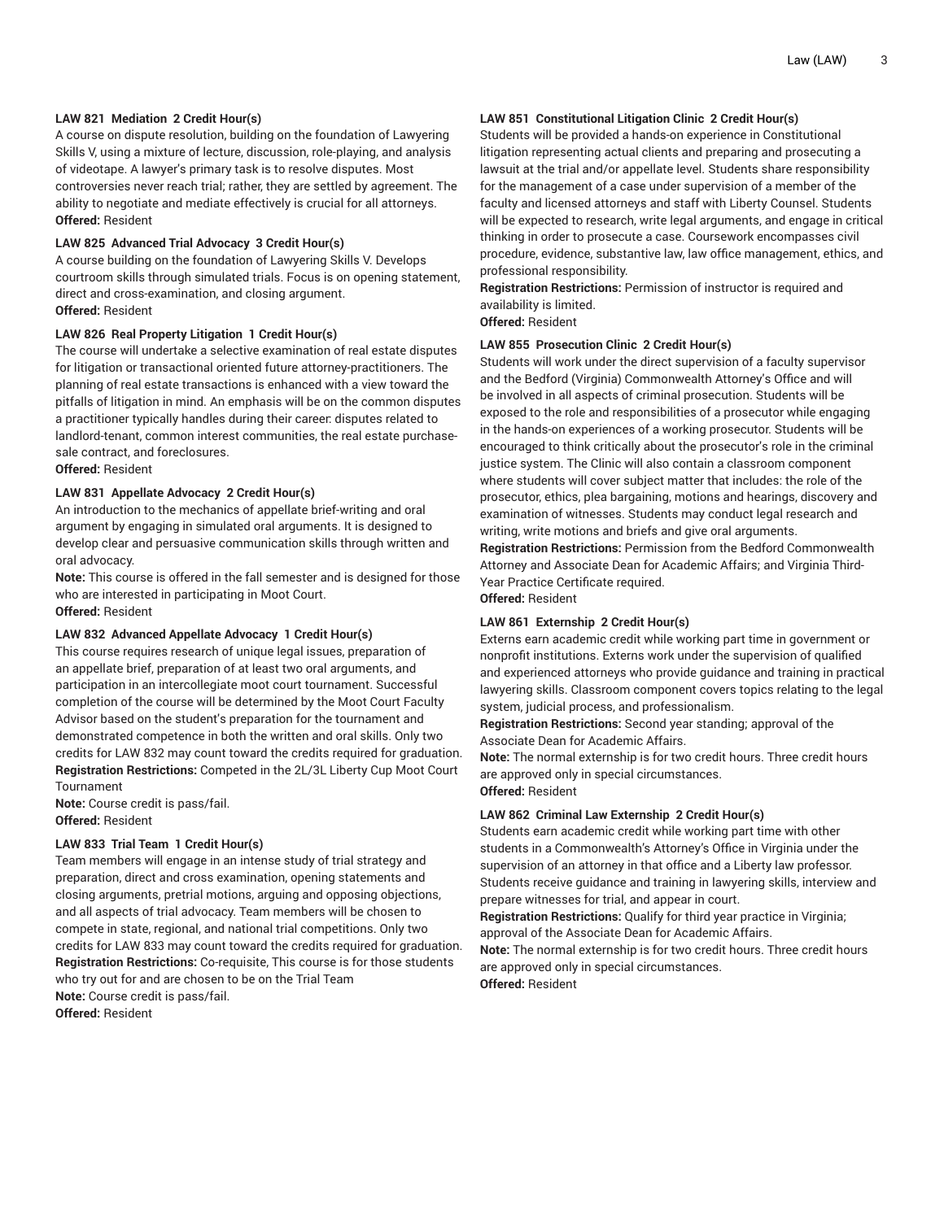#### LAW 821 Mediation 2 Credit Hour(s)

A course on dispute resolution, building on the foundation of Lawyering Skills V, using a mixture of lecture, discussion, role-playing, and analysis of videotape. A lawyer's primary task is to resolve disputes. Most controversies never reach trial; rather, they are settled by agreement. The ability to negotiate and mediate effectively is crucial for all attorneys.
**Offered:** Resident

#### LAW 825 Advanced Trial Advocacy 3 Credit Hour(s)

A course building on the foundation of Lawyering Skills V. Develops courtroom skills through simulated trials. Focus is on opening statement, direct and cross-examination, and closing argument.
**Offered:** Resident

#### LAW 826 Real Property Litigation 1 Credit Hour(s)

The course will undertake a selective examination of real estate disputes for litigation or transactional oriented future attorney-practitioners. The planning of real estate transactions is enhanced with a view toward the pitfalls of litigation in mind. An emphasis will be on the common disputes a practitioner typically handles during their career: disputes related to landlord-tenant, common interest communities, the real estate purchase-sale contract, and foreclosures.
**Offered:** Resident

#### LAW 831 Appellate Advocacy 2 Credit Hour(s)

An introduction to the mechanics of appellate brief-writing and oral argument by engaging in simulated oral arguments. It is designed to develop clear and persuasive communication skills through written and oral advocacy.
**Note:** This course is offered in the fall semester and is designed for those who are interested in participating in Moot Court.
**Offered:** Resident

#### LAW 832 Advanced Appellate Advocacy 1 Credit Hour(s)

This course requires research of unique legal issues, preparation of an appellate brief, preparation of at least two oral arguments, and participation in an intercollegiate moot court tournament. Successful completion of the course will be determined by the Moot Court Faculty Advisor based on the student's preparation for the tournament and demonstrated competence in both the written and oral skills. Only two credits for LAW 832 may count toward the credits required for graduation.
**Registration Restrictions:** Competed in the 2L/3L Liberty Cup Moot Court Tournament
**Note:** Course credit is pass/fail.
**Offered:** Resident

#### LAW 833 Trial Team 1 Credit Hour(s)

Team members will engage in an intense study of trial strategy and preparation, direct and cross examination, opening statements and closing arguments, pretrial motions, arguing and opposing objections, and all aspects of trial advocacy. Team members will be chosen to compete in state, regional, and national trial competitions. Only two credits for LAW 833 may count toward the credits required for graduation.
**Registration Restrictions:** Co-requisite, This course is for those students who try out for and are chosen to be on the Trial Team
**Note:** Course credit is pass/fail.
**Offered:** Resident

#### LAW 851 Constitutional Litigation Clinic 2 Credit Hour(s)

Students will be provided a hands-on experience in Constitutional litigation representing actual clients and preparing and prosecuting a lawsuit at the trial and/or appellate level. Students share responsibility for the management of a case under supervision of a member of the faculty and licensed attorneys and staff with Liberty Counsel. Students will be expected to research, write legal arguments, and engage in critical thinking in order to prosecute a case. Coursework encompasses civil procedure, evidence, substantive law, law office management, ethics, and professional responsibility.
**Registration Restrictions:** Permission of instructor is required and availability is limited.
**Offered:** Resident

#### LAW 855 Prosecution Clinic 2 Credit Hour(s)

Students will work under the direct supervision of a faculty supervisor and the Bedford (Virginia) Commonwealth Attorney's Office and will be involved in all aspects of criminal prosecution. Students will be exposed to the role and responsibilities of a prosecutor while engaging in the hands-on experiences of a working prosecutor. Students will be encouraged to think critically about the prosecutor's role in the criminal justice system. The Clinic will also contain a classroom component where students will cover subject matter that includes: the role of the prosecutor, ethics, plea bargaining, motions and hearings, discovery and examination of witnesses. Students may conduct legal research and writing, write motions and briefs and give oral arguments.
**Registration Restrictions:** Permission from the Bedford Commonwealth Attorney and Associate Dean for Academic Affairs; and Virginia Third-Year Practice Certificate required.
**Offered:** Resident

#### LAW 861 Externship 2 Credit Hour(s)

Externs earn academic credit while working part time in government or nonprofit institutions. Externs work under the supervision of qualified and experienced attorneys who provide guidance and training in practical lawyering skills. Classroom component covers topics relating to the legal system, judicial process, and professionalism.
**Registration Restrictions:** Second year standing; approval of the Associate Dean for Academic Affairs.
**Note:** The normal externship is for two credit hours. Three credit hours are approved only in special circumstances.
**Offered:** Resident

#### LAW 862 Criminal Law Externship 2 Credit Hour(s)

Students earn academic credit while working part time with other students in a Commonwealth's Attorney's Office in Virginia under the supervision of an attorney in that office and a Liberty law professor. Students receive guidance and training in lawyering skills, interview and prepare witnesses for trial, and appear in court.
**Registration Restrictions:** Qualify for third year practice in Virginia; approval of the Associate Dean for Academic Affairs.
**Note:** The normal externship is for two credit hours. Three credit hours are approved only in special circumstances.
**Offered:** Resident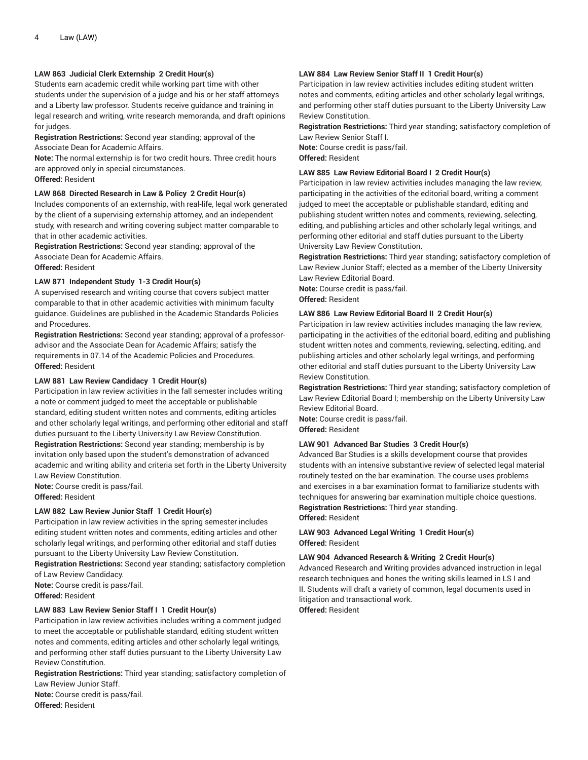**LAW 863 Judicial Clerk Externship 2 Credit Hour(s)**

Students earn academic credit while working part time with other students under the supervision of a judge and his or her staff attorneys and a Liberty law professor. Students receive guidance and training in legal research and writing, write research memoranda, and draft opinions for judges.

**Registration Restrictions:** Second year standing; approval of the Associate Dean for Academic Affairs.

**Note:** The normal externship is for two credit hours. Three credit hours are approved only in special circumstances.

**Offered:** Resident

**LAW 868 Directed Research in Law & Policy 2 Credit Hour(s)**

Includes components of an externship, with real-life, legal work generated by the client of a supervising externship attorney, and an independent study, with research and writing covering subject matter comparable to that in other academic activities.

**Registration Restrictions:** Second year standing; approval of the Associate Dean for Academic Affairs.

**Offered:** Resident

**LAW 871 Independent Study 1-3 Credit Hour(s)**

A supervised research and writing course that covers subject matter comparable to that in other academic activities with minimum faculty guidance. Guidelines are published in the Academic Standards Policies and Procedures.

**Registration Restrictions:** Second year standing; approval of a professor-advisor and the Associate Dean for Academic Affairs; satisfy the requirements in 07.14 of the Academic Policies and Procedures.

**Offered:** Resident

**LAW 881 Law Review Candidacy 1 Credit Hour(s)**

Participation in law review activities in the fall semester includes writing a note or comment judged to meet the acceptable or publishable standard, editing student written notes and comments, editing articles and other scholarly legal writings, and performing other editorial and staff duties pursuant to the Liberty University Law Review Constitution.

**Registration Restrictions:** Second year standing; membership is by invitation only based upon the student's demonstration of advanced academic and writing ability and criteria set forth in the Liberty University Law Review Constitution.

**Note:** Course credit is pass/fail.

**Offered:** Resident

**LAW 882 Law Review Junior Staff 1 Credit Hour(s)**

Participation in law review activities in the spring semester includes editing student written notes and comments, editing articles and other scholarly legal writings, and performing other editorial and staff duties pursuant to the Liberty University Law Review Constitution.

**Registration Restrictions:** Second year standing; satisfactory completion of Law Review Candidacy.

**Note:** Course credit is pass/fail.

**Offered:** Resident

**LAW 883 Law Review Senior Staff I 1 Credit Hour(s)**

Participation in law review activities includes writing a comment judged to meet the acceptable or publishable standard, editing student written notes and comments, editing articles and other scholarly legal writings, and performing other staff duties pursuant to the Liberty University Law Review Constitution.

**Registration Restrictions:** Third year standing; satisfactory completion of Law Review Junior Staff.

**Note:** Course credit is pass/fail.

**Offered:** Resident

**LAW 884 Law Review Senior Staff II 1 Credit Hour(s)**

Participation in law review activities includes editing student written notes and comments, editing articles and other scholarly legal writings, and performing other staff duties pursuant to the Liberty University Law Review Constitution.

**Registration Restrictions:** Third year standing; satisfactory completion of Law Review Senior Staff I.

**Note:** Course credit is pass/fail.

**Offered:** Resident

**LAW 885 Law Review Editorial Board I 2 Credit Hour(s)**

Participation in law review activities includes managing the law review, participating in the activities of the editorial board, writing a comment judged to meet the acceptable or publishable standard, editing and publishing student written notes and comments, reviewing, selecting, editing, and publishing articles and other scholarly legal writings, and performing other editorial and staff duties pursuant to the Liberty University Law Review Constitution.

**Registration Restrictions:** Third year standing; satisfactory completion of Law Review Junior Staff; elected as a member of the Liberty University Law Review Editorial Board.

**Note:** Course credit is pass/fail.

**Offered:** Resident

**LAW 886 Law Review Editorial Board II 2 Credit Hour(s)**

Participation in law review activities includes managing the law review, participating in the activities of the editorial board, editing and publishing student written notes and comments, reviewing, selecting, editing, and publishing articles and other scholarly legal writings, and performing other editorial and staff duties pursuant to the Liberty University Law Review Constitution.

**Registration Restrictions:** Third year standing; satisfactory completion of Law Review Editorial Board I; membership on the Liberty University Law Review Editorial Board.

**Note:** Course credit is pass/fail.

**Offered:** Resident

**LAW 901 Advanced Bar Studies 3 Credit Hour(s)**

Advanced Bar Studies is a skills development course that provides students with an intensive substantive review of selected legal material routinely tested on the bar examination. The course uses problems and exercises in a bar examination format to familiarize students with techniques for answering bar examination multiple choice questions.

**Registration Restrictions:** Third year standing.

**Offered:** Resident

**LAW 903 Advanced Legal Writing 1 Credit Hour(s)**

**Offered:** Resident

**LAW 904 Advanced Research & Writing 2 Credit Hour(s)**

Advanced Research and Writing provides advanced instruction in legal research techniques and hones the writing skills learned in LS I and II. Students will draft a variety of common, legal documents used in litigation and transactional work.

**Offered:** Resident